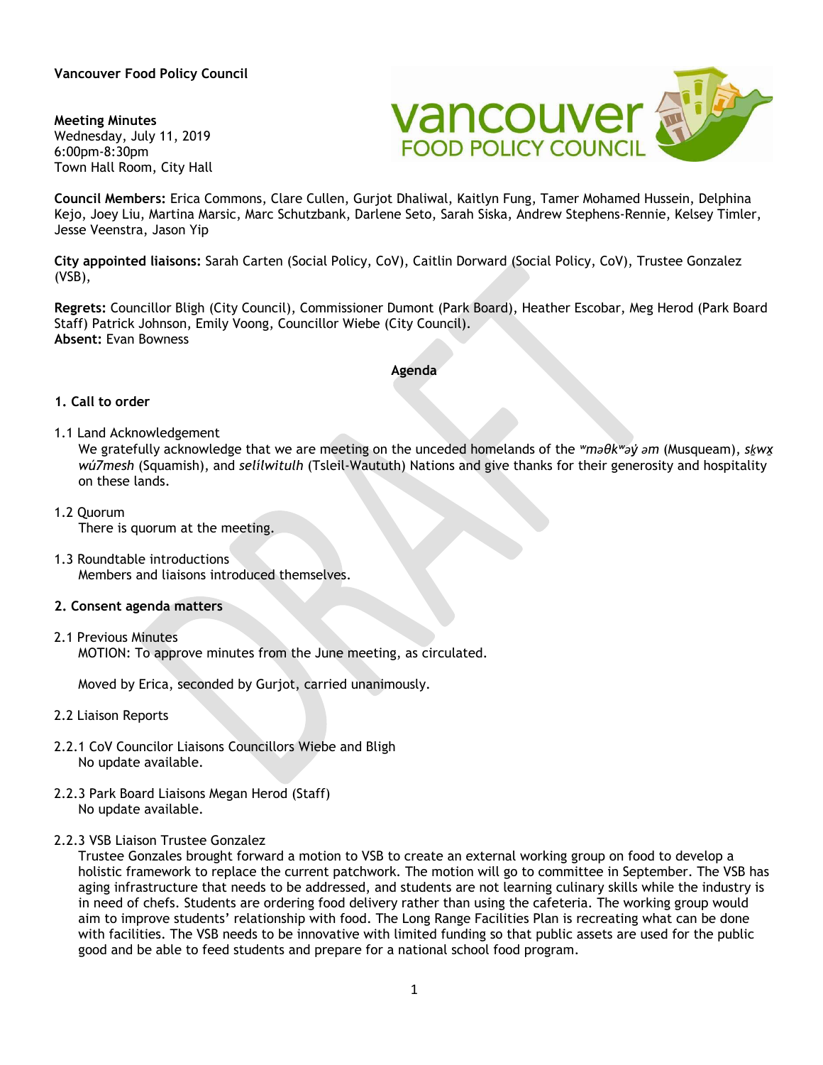**Vancouver Food Policy Council**

**Meeting Minutes**
Wednesday, July 11, 2019
6:00pm-8:30pm
Town Hall Room, City Hall

**Council Members:** Erica Commons, Clare Cullen, Gurjot Dhaliwal, Kaitlyn Fung, Tamer Mohamed Hussein, Delphina Kejo, Joey Liu, Martina Marsic, Marc Schutzbank, Darlene Seto, Sarah Siska, Andrew Stephens-Rennie, Kelsey Timler, Jesse Veenstra, Jason Yip

**City appointed liaisons:** Sarah Carten (Social Policy, CoV), Caitlin Dorward (Social Policy, CoV), Trustee Gonzalez (VSB),

**Regrets:** Councillor Bligh (City Council), Commissioner Dumont (Park Board), Heather Escobar, Meg Herod (Park Board Staff) Patrick Johnson, Emily Voong, Councillor Wiebe (City Council).
**Absent:** Evan Bowness

**Agenda**

**1. Call to order**

1.1 Land Acknowledgement
We gratefully acknowledge that we are meeting on the unceded homelands of the *ʷməθkʷəy̓ əm* (Musqueam), *sḵwx̱ wú7mesh* (Squamish), and *selílwitulh* (Tsleil-Waututh) Nations and give thanks for their generosity and hospitality on these lands.

1.2 Quorum
There is quorum at the meeting.

1.3 Roundtable introductions
Members and liaisons introduced themselves.

**2. Consent agenda matters**

2.1 Previous Minutes
MOTION: To approve minutes from the June meeting, as circulated.

Moved by Erica, seconded by Gurjot, carried unanimously.

2.2 Liaison Reports

2.2.1 CoV Councilor Liaisons Councillors Wiebe and Bligh
No update available.

2.2.3 Park Board Liaisons Megan Herod (Staff)
No update available.

2.2.3 VSB Liaison Trustee Gonzalez
Trustee Gonzales brought forward a motion to VSB to create an external working group on food to develop a holistic framework to replace the current patchwork. The motion will go to committee in September. The VSB has aging infrastructure that needs to be addressed, and students are not learning culinary skills while the industry is in need of chefs. Students are ordering food delivery rather than using the cafeteria. The working group would aim to improve students' relationship with food. The Long Range Facilities Plan is recreating what can be done with facilities. The VSB needs to be innovative with limited funding so that public assets are used for the public good and be able to feed students and prepare for a national school food program.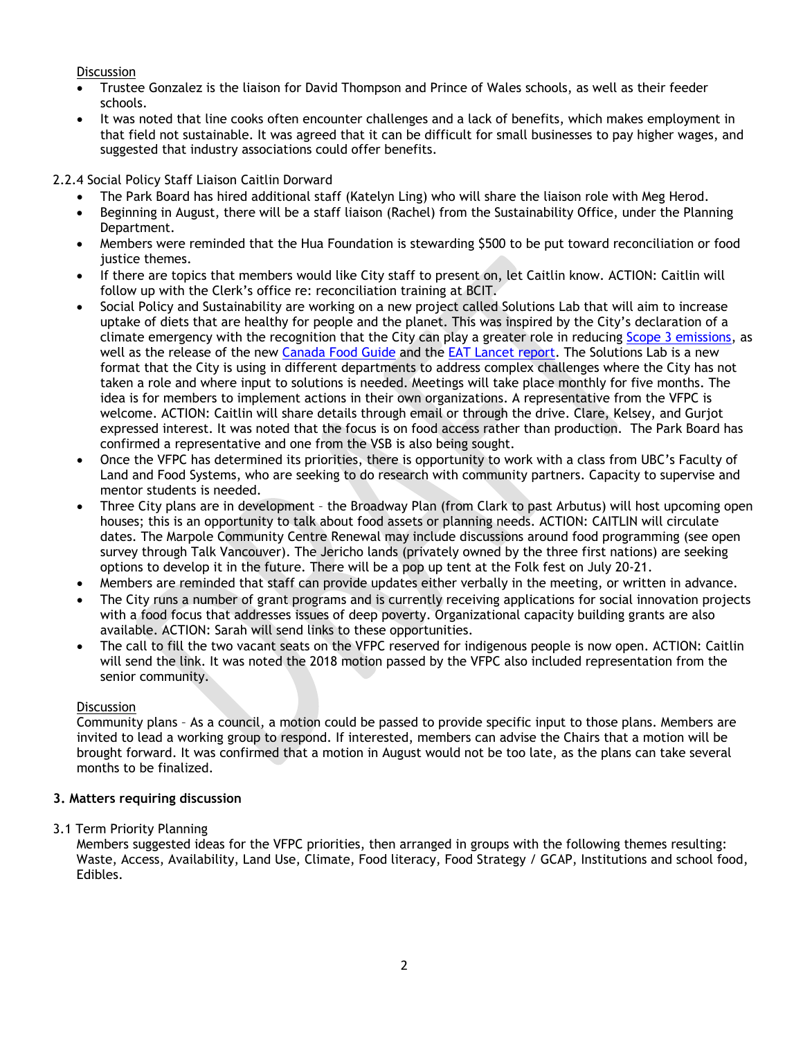Discussion

- Trustee Gonzalez is the liaison for David Thompson and Prince of Wales schools, as well as their feeder schools.
- It was noted that line cooks often encounter challenges and a lack of benefits, which makes employment in that field not sustainable. It was agreed that it can be difficult for small businesses to pay higher wages, and suggested that industry associations could offer benefits.

2.2.4 Social Policy Staff Liaison Caitlin Dorward

- The Park Board has hired additional staff (Katelyn Ling) who will share the liaison role with Meg Herod.
- Beginning in August, there will be a staff liaison (Rachel) from the Sustainability Office, under the Planning Department.
- Members were reminded that the Hua Foundation is stewarding $500 to be put toward reconciliation or food justice themes.
- If there are topics that members would like City staff to present on, let Caitlin know. ACTION: Caitlin will follow up with the Clerk's office re: reconciliation training at BCIT.
- Social Policy and Sustainability are working on a new project called Solutions Lab that will aim to increase uptake of diets that are healthy for people and the planet. This was inspired by the City's declaration of a climate emergency with the recognition that the City can play a greater role in reducing Scope 3 emissions, as well as the release of the new Canada Food Guide and the EAT Lancet report. The Solutions Lab is a new format that the City is using in different departments to address complex challenges where the City has not taken a role and where input to solutions is needed. Meetings will take place monthly for five months. The idea is for members to implement actions in their own organizations. A representative from the VFPC is welcome. ACTION: Caitlin will share details through email or through the drive. Clare, Kelsey, and Gurjot expressed interest. It was noted that the focus is on food access rather than production. The Park Board has confirmed a representative and one from the VSB is also being sought.
- Once the VFPC has determined its priorities, there is opportunity to work with a class from UBC's Faculty of Land and Food Systems, who are seeking to do research with community partners. Capacity to supervise and mentor students is needed.
- Three City plans are in development – the Broadway Plan (from Clark to past Arbutus) will host upcoming open houses; this is an opportunity to talk about food assets or planning needs. ACTION: CAITLIN will circulate dates. The Marpole Community Centre Renewal may include discussions around food programming (see open survey through Talk Vancouver). The Jericho lands (privately owned by the three first nations) are seeking options to develop it in the future. There will be a pop up tent at the Folk fest on July 20-21.
- Members are reminded that staff can provide updates either verbally in the meeting, or written in advance.
- The City runs a number of grant programs and is currently receiving applications for social innovation projects with a food focus that addresses issues of deep poverty. Organizational capacity building grants are also available. ACTION: Sarah will send links to these opportunities.
- The call to fill the two vacant seats on the VFPC reserved for indigenous people is now open. ACTION: Caitlin will send the link. It was noted the 2018 motion passed by the VFPC also included representation from the senior community.

Discussion

Community plans – As a council, a motion could be passed to provide specific input to those plans. Members are invited to lead a working group to respond. If interested, members can advise the Chairs that a motion will be brought forward. It was confirmed that a motion in August would not be too late, as the plans can take several months to be finalized.

**3. Matters requiring discussion**

3.1 Term Priority Planning

Members suggested ideas for the VFPC priorities, then arranged in groups with the following themes resulting: Waste, Access, Availability, Land Use, Climate, Food literacy, Food Strategy / GCAP, Institutions and school food, Edibles.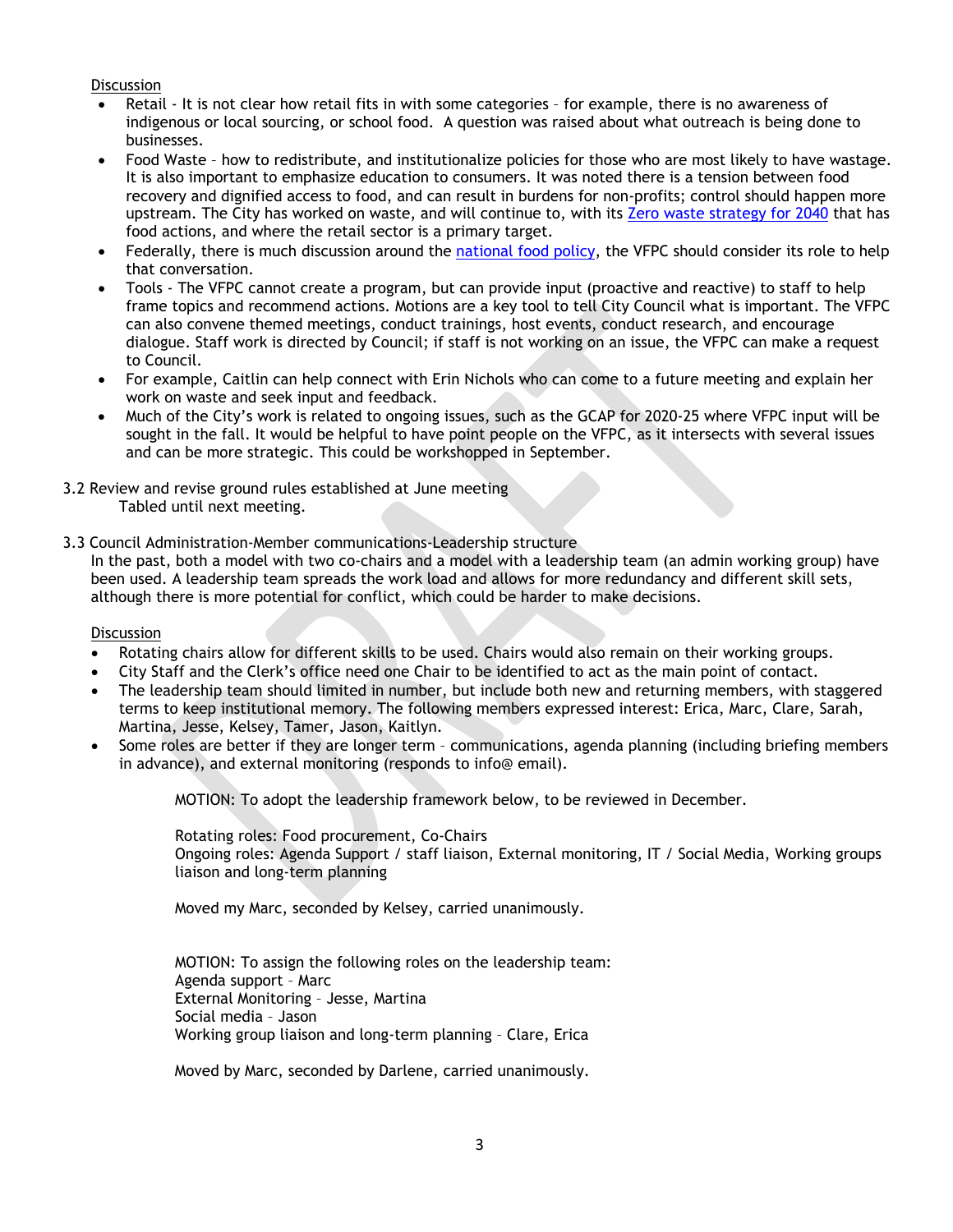Discussion

- Retail - It is not clear how retail fits in with some categories – for example, there is no awareness of indigenous or local sourcing, or school food. A question was raised about what outreach is being done to businesses.
- Food Waste – how to redistribute, and institutionalize policies for those who are most likely to have wastage. It is also important to emphasize education to consumers. It was noted there is a tension between food recovery and dignified access to food, and can result in burdens for non-profits; control should happen more upstream. The City has worked on waste, and will continue to, with its [Zero waste strategy for 2040]() that has food actions, and where the retail sector is a primary target.
- Federally, there is much discussion around the [national food policy](), the VFPC should consider its role to help that conversation.
- Tools - The VFPC cannot create a program, but can provide input (proactive and reactive) to staff to help frame topics and recommend actions. Motions are a key tool to tell City Council what is important. The VFPC can also convene themed meetings, conduct trainings, host events, conduct research, and encourage dialogue. Staff work is directed by Council; if staff is not working on an issue, the VFPC can make a request to Council.
- For example, Caitlin can help connect with Erin Nichols who can come to a future meeting and explain her work on waste and seek input and feedback.
- Much of the City's work is related to ongoing issues, such as the GCAP for 2020-25 where VFPC input will be sought in the fall. It would be helpful to have point people on the VFPC, as it intersects with several issues and can be more strategic. This could be workshopped in September.

3.2 Review and revise ground rules established at June meeting
Tabled until next meeting.

3.3 Council Administration-Member communications-Leadership structure
In the past, both a model with two co-chairs and a model with a leadership team (an admin working group) have been used. A leadership team spreads the work load and allows for more redundancy and different skill sets, although there is more potential for conflict, which could be harder to make decisions.

Discussion

- Rotating chairs allow for different skills to be used. Chairs would also remain on their working groups.
- City Staff and the Clerk's office need one Chair to be identified to act as the main point of contact.
- The leadership team should limited in number, but include both new and returning members, with staggered terms to keep institutional memory. The following members expressed interest: Erica, Marc, Clare, Sarah, Martina, Jesse, Kelsey, Tamer, Jason, Kaitlyn.
- Some roles are better if they are longer term – communications, agenda planning (including briefing members in advance), and external monitoring (responds to info@ email).

MOTION: To adopt the leadership framework below, to be reviewed in December.

Rotating roles: Food procurement, Co-Chairs
Ongoing roles: Agenda Support / staff liaison, External monitoring, IT / Social Media, Working groups liaison and long-term planning

Moved my Marc, seconded by Kelsey, carried unanimously.

MOTION: To assign the following roles on the leadership team:
Agenda support – Marc
External Monitoring – Jesse, Martina
Social media – Jason
Working group liaison and long-term planning – Clare, Erica

Moved by Marc, seconded by Darlene, carried unanimously.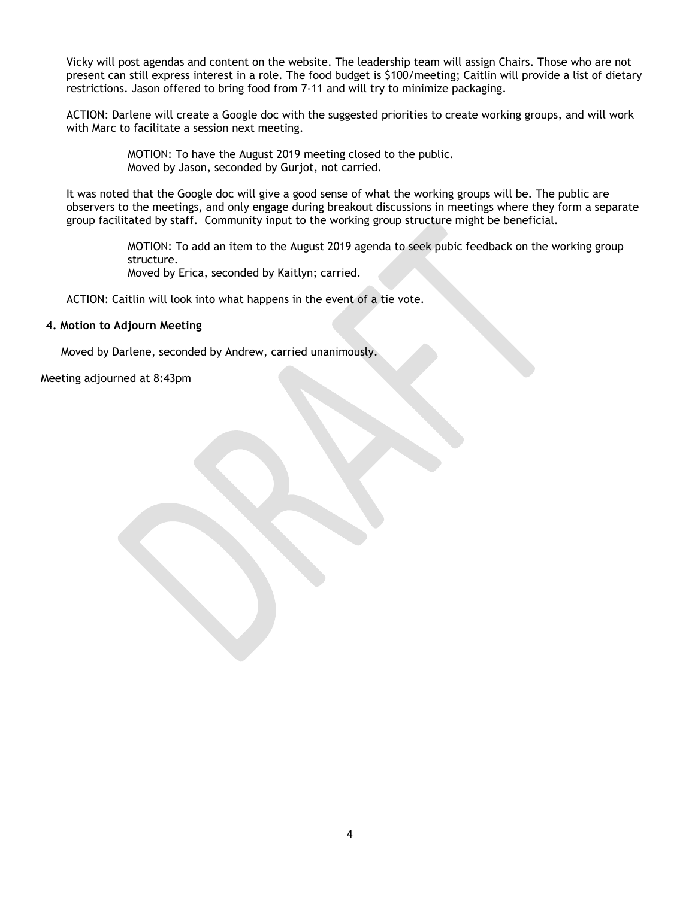Vicky will post agendas and content on the website. The leadership team will assign Chairs. Those who are not present can still express interest in a role. The food budget is $100/meeting; Caitlin will provide a list of dietary restrictions. Jason offered to bring food from 7-11 and will try to minimize packaging.

ACTION: Darlene will create a Google doc with the suggested priorities to create working groups, and will work with Marc to facilitate a session next meeting.

> MOTION: To have the August 2019 meeting closed to the public.
> Moved by Jason, seconded by Gurjot, not carried.

It was noted that the Google doc will give a good sense of what the working groups will be. The public are observers to the meetings, and only engage during breakout discussions in meetings where they form a separate group facilitated by staff. Community input to the working group structure might be beneficial.

> MOTION: To add an item to the August 2019 agenda to seek pubic feedback on the working group structure.
> Moved by Erica, seconded by Kaitlyn; carried.

ACTION: Caitlin will look into what happens in the event of a tie vote.

**4. Motion to Adjourn Meeting**

Moved by Darlene, seconded by Andrew, carried unanimously.

Meeting adjourned at 8:43pm